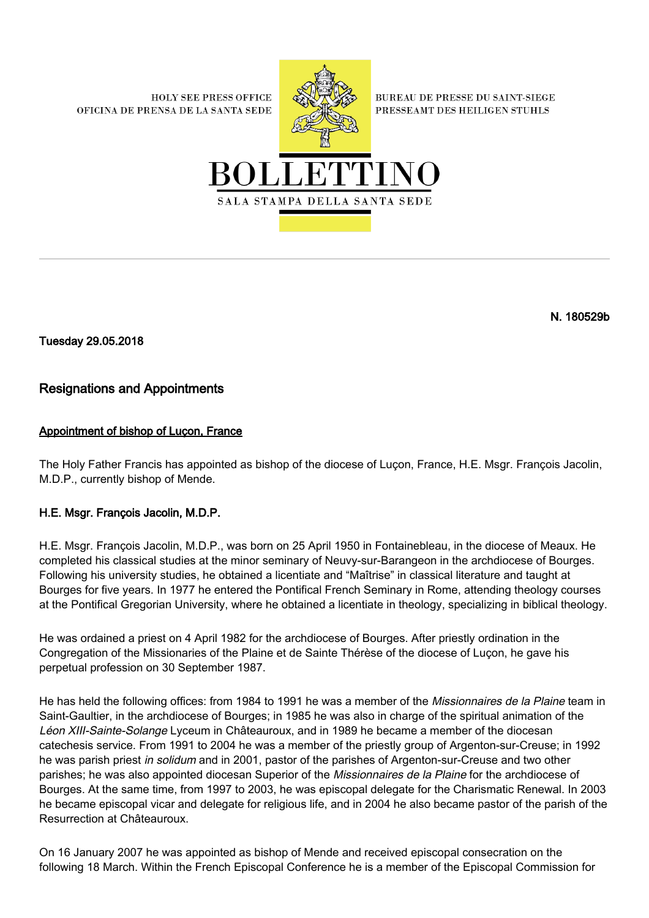HOLY SEE PRESS OFFICE
OFICINA DE PRENSA DE LA SANTA SEDE

BUREAU DE PRESSE DU SAINT-SIEGE
PRESSEAMT DES HEILIGEN STUHLS

# BOLLETTINO

SALA STAMPA DELLA SANTA SEDE

**N. 180529b**

**Tuesday 29.05.2018**

## Resignations and Appointments

### Appointment of bishop of Luçon, France

The Holy Father Francis has appointed as bishop of the diocese of Luçon, France, H.E. Msgr. François Jacolin, M.D.P., currently bishop of Mende.

### H.E. Msgr. François Jacolin, M.D.P.

H.E. Msgr. François Jacolin, M.D.P., was born on 25 April 1950 in Fontainebleau, in the diocese of Meaux. He completed his classical studies at the minor seminary of Neuvy-sur-Barangeon in the archdiocese of Bourges. Following his university studies, he obtained a licentiate and "Maîtrise" in classical literature and taught at Bourges for five years. In 1977 he entered the Pontifical French Seminary in Rome, attending theology courses at the Pontifical Gregorian University, where he obtained a licentiate in theology, specializing in biblical theology.

He was ordained a priest on 4 April 1982 for the archdiocese of Bourges. After priestly ordination in the Congregation of the Missionaries of the Plaine et de Sainte Thérèse of the diocese of Luçon, he gave his perpetual profession on 30 September 1987.

He has held the following offices: from 1984 to 1991 he was a member of the *Missionnaires de la Plaine* team in Saint-Gaultier, in the archdiocese of Bourges; in 1985 he was also in charge of the spiritual animation of the *Léon XIII-Sainte-Solange* Lyceum in Châteauroux, and in 1989 he became a member of the diocesan catechesis service. From 1991 to 2004 he was a member of the priestly group of Argenton-sur-Creuse; in 1992 he was parish priest *in solidum* and in 2001, pastor of the parishes of Argenton-sur-Creuse and two other parishes; he was also appointed diocesan Superior of the *Missionnaires de la Plaine* for the archdiocese of Bourges. At the same time, from 1997 to 2003, he was episcopal delegate for the Charismatic Renewal. In 2003 he became episcopal vicar and delegate for religious life, and in 2004 he also became pastor of the parish of the Resurrection at Châteauroux.

On 16 January 2007 he was appointed as bishop of Mende and received episcopal consecration on the following 18 March. Within the French Episcopal Conference he is a member of the Episcopal Commission for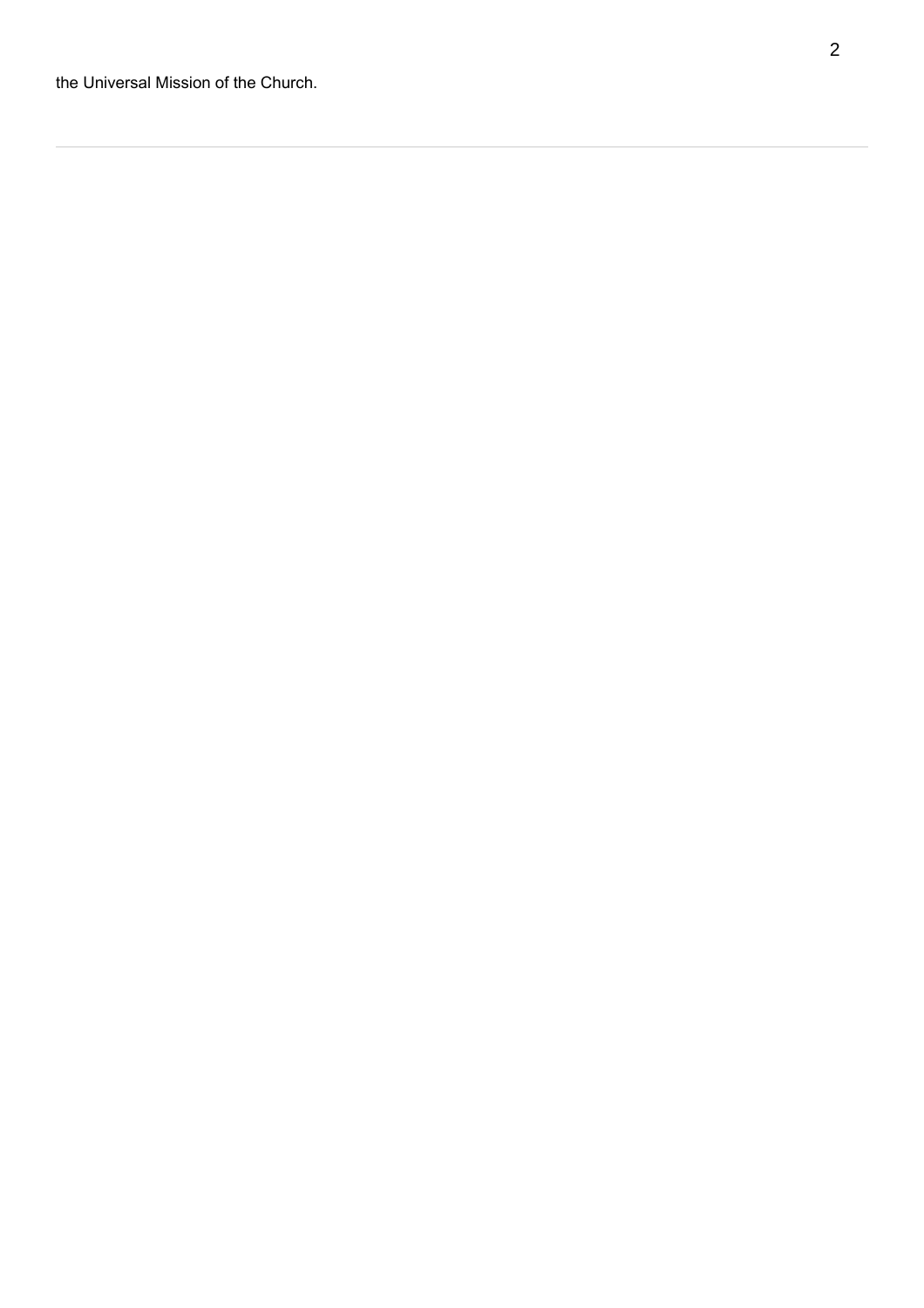the Universal Mission of the Church.

---